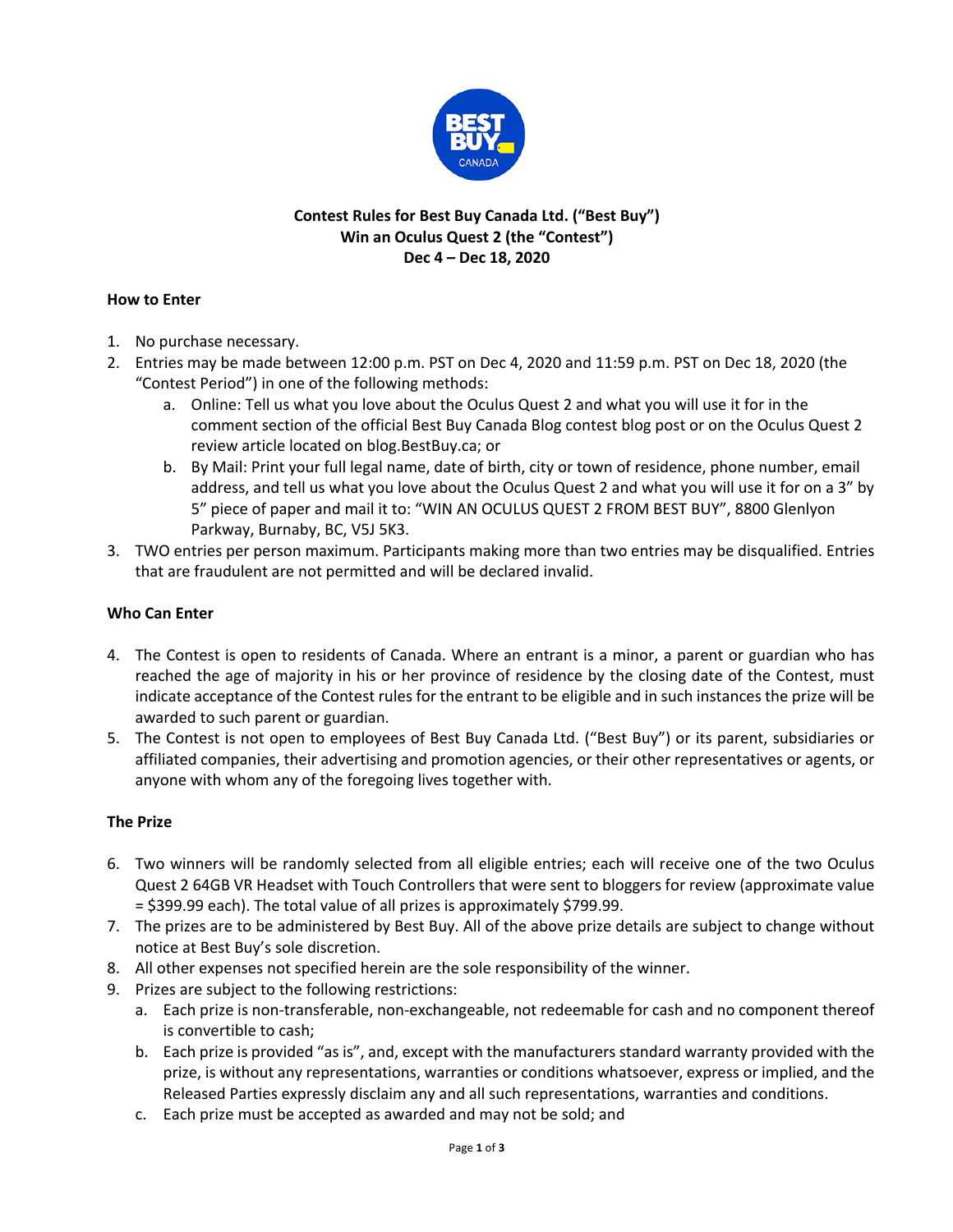**Contest Rules for Best Buy Canada Ltd. ("Best Buy")**
**Win an Oculus Quest 2 (the "Contest")**
**Dec 4 – Dec 18, 2020**

**How to Enter**

1. No purchase necessary.
2. Entries may be made between 12:00 p.m. PST on Dec 4, 2020 and 11:59 p.m. PST on Dec 18, 2020 (the "Contest Period") in one of the following methods:
   a. Online: Tell us what you love about the Oculus Quest 2 and what you will use it for in the comment section of the official Best Buy Canada Blog contest blog post or on the Oculus Quest 2 review article located on blog.BestBuy.ca; or
   b. By Mail: Print your full legal name, date of birth, city or town of residence, phone number, email address, and tell us what you love about the Oculus Quest 2 and what you will use it for on a 3" by 5" piece of paper and mail it to: "WIN AN OCULUS QUEST 2 FROM BEST BUY", 8800 Glenlyon Parkway, Burnaby, BC, V5J 5K3.
3. TWO entries per person maximum. Participants making more than two entries may be disqualified. Entries that are fraudulent are not permitted and will be declared invalid.

**Who Can Enter**

4. The Contest is open to residents of Canada. Where an entrant is a minor, a parent or guardian who has reached the age of majority in his or her province of residence by the closing date of the Contest, must indicate acceptance of the Contest rules for the entrant to be eligible and in such instances the prize will be awarded to such parent or guardian.
5. The Contest is not open to employees of Best Buy Canada Ltd. ("Best Buy") or its parent, subsidiaries or affiliated companies, their advertising and promotion agencies, or their other representatives or agents, or anyone with whom any of the foregoing lives together with.

**The Prize**

6. Two winners will be randomly selected from all eligible entries; each will receive one of the two Oculus Quest 2 64GB VR Headset with Touch Controllers that were sent to bloggers for review (approximate value = $399.99 each). The total value of all prizes is approximately $799.99.
7. The prizes are to be administered by Best Buy. All of the above prize details are subject to change without notice at Best Buy's sole discretion.
8. All other expenses not specified herein are the sole responsibility of the winner.
9. Prizes are subject to the following restrictions:
   a. Each prize is non-transferable, non-exchangeable, not redeemable for cash and no component thereof is convertible to cash;
   b. Each prize is provided "as is", and, except with the manufacturers standard warranty provided with the prize, is without any representations, warranties or conditions whatsoever, express or implied, and the Released Parties expressly disclaim any and all such representations, warranties and conditions.
   c. Each prize must be accepted as awarded and may not be sold; and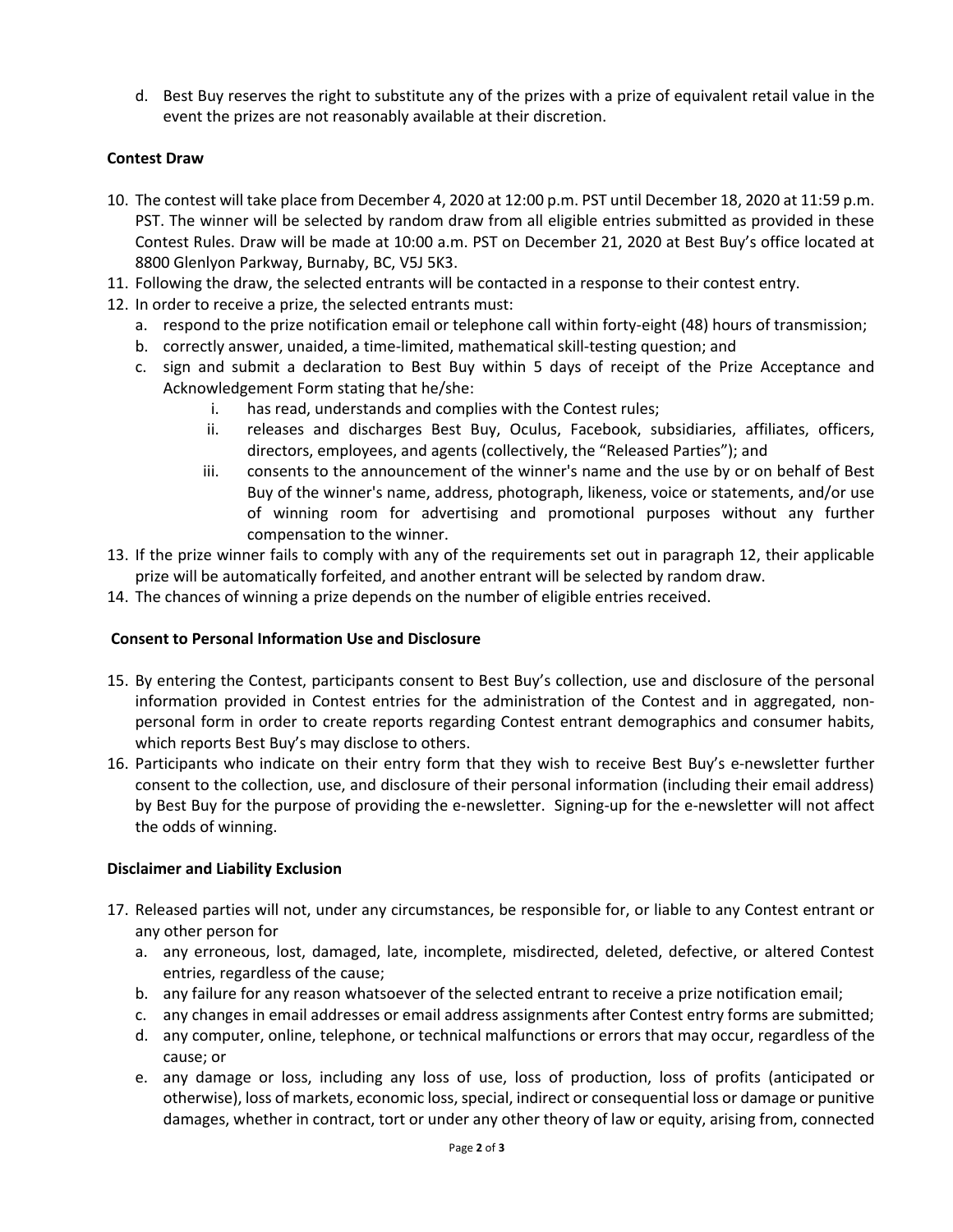d. Best Buy reserves the right to substitute any of the prizes with a prize of equivalent retail value in the event the prizes are not reasonably available at their discretion.

**Contest Draw**

10. The contest will take place from December 4, 2020 at 12:00 p.m. PST until December 18, 2020 at 11:59 p.m. PST. The winner will be selected by random draw from all eligible entries submitted as provided in these Contest Rules. Draw will be made at 10:00 a.m. PST on December 21, 2020 at Best Buy's office located at 8800 Glenlyon Parkway, Burnaby, BC, V5J 5K3.
11. Following the draw, the selected entrants will be contacted in a response to their contest entry.
12. In order to receive a prize, the selected entrants must:
    a. respond to the prize notification email or telephone call within forty-eight (48) hours of transmission;
    b. correctly answer, unaided, a time-limited, mathematical skill-testing question; and
    c. sign and submit a declaration to Best Buy within 5 days of receipt of the Prize Acceptance and Acknowledgement Form stating that he/she:
        i. has read, understands and complies with the Contest rules;
        ii. releases and discharges Best Buy, Oculus, Facebook, subsidiaries, affiliates, officers, directors, employees, and agents (collectively, the "Released Parties"); and
        iii. consents to the announcement of the winner's name and the use by or on behalf of Best Buy of the winner's name, address, photograph, likeness, voice or statements, and/or use of winning room for advertising and promotional purposes without any further compensation to the winner.
13. If the prize winner fails to comply with any of the requirements set out in paragraph 12, their applicable prize will be automatically forfeited, and another entrant will be selected by random draw.
14. The chances of winning a prize depends on the number of eligible entries received.

**Consent to Personal Information Use and Disclosure**

15. By entering the Contest, participants consent to Best Buy's collection, use and disclosure of the personal information provided in Contest entries for the administration of the Contest and in aggregated, non-personal form in order to create reports regarding Contest entrant demographics and consumer habits, which reports Best Buy's may disclose to others.
16. Participants who indicate on their entry form that they wish to receive Best Buy's e-newsletter further consent to the collection, use, and disclosure of their personal information (including their email address) by Best Buy for the purpose of providing the e-newsletter. Signing-up for the e-newsletter will not affect the odds of winning.

**Disclaimer and Liability Exclusion**

17. Released parties will not, under any circumstances, be responsible for, or liable to any Contest entrant or any other person for
    a. any erroneous, lost, damaged, late, incomplete, misdirected, deleted, defective, or altered Contest entries, regardless of the cause;
    b. any failure for any reason whatsoever of the selected entrant to receive a prize notification email;
    c. any changes in email addresses or email address assignments after Contest entry forms are submitted;
    d. any computer, online, telephone, or technical malfunctions or errors that may occur, regardless of the cause; or
    e. any damage or loss, including any loss of use, loss of production, loss of profits (anticipated or otherwise), loss of markets, economic loss, special, indirect or consequential loss or damage or punitive damages, whether in contract, tort or under any other theory of law or equity, arising from, connected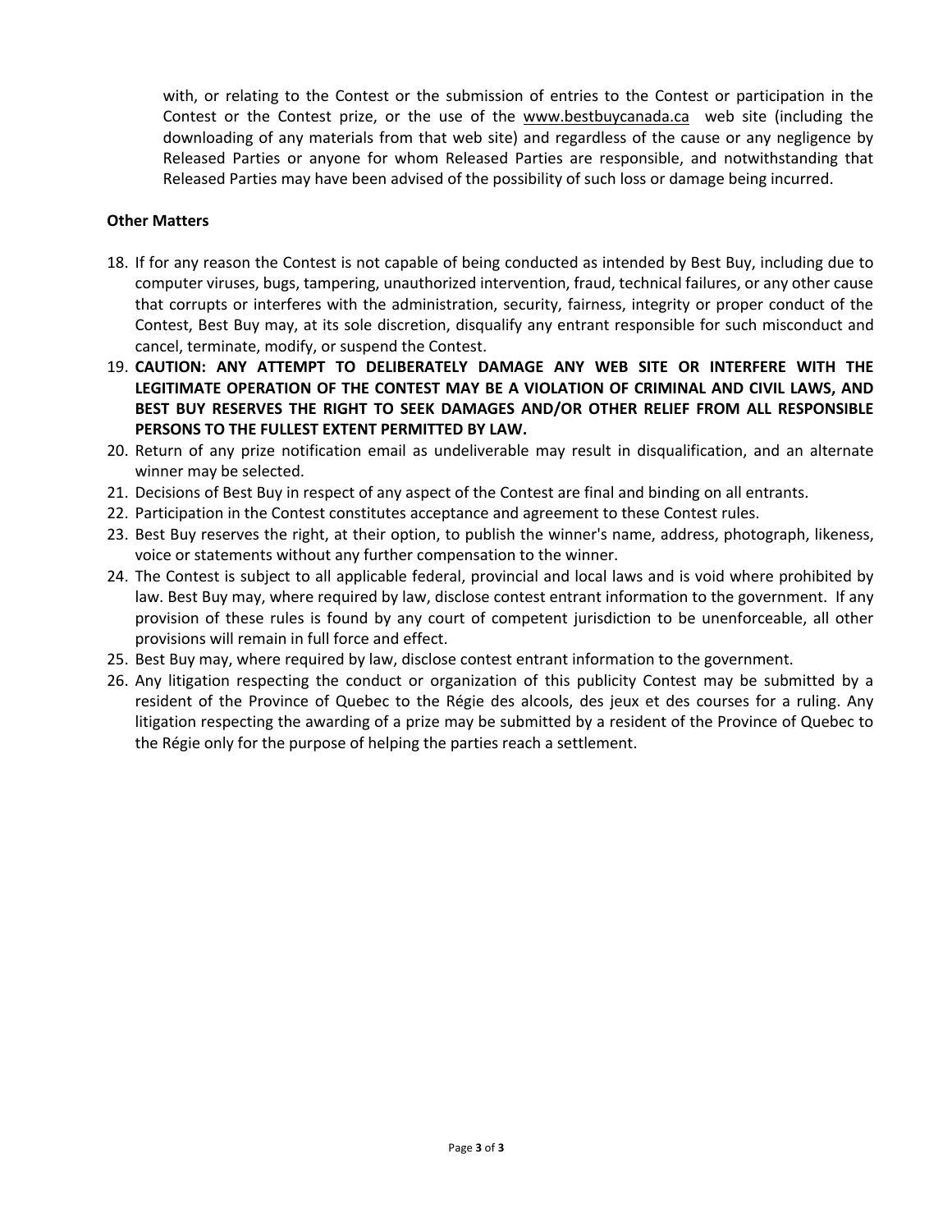with, or relating to the Contest or the submission of entries to the Contest or participation in the Contest or the Contest prize, or the use of the www.bestbuycanada.ca web site (including the downloading of any materials from that web site) and regardless of the cause or any negligence by Released Parties or anyone for whom Released Parties are responsible, and notwithstanding that Released Parties may have been advised of the possibility of such loss or damage being incurred.

**Other Matters**

18. If for any reason the Contest is not capable of being conducted as intended by Best Buy, including due to computer viruses, bugs, tampering, unauthorized intervention, fraud, technical failures, or any other cause that corrupts or interferes with the administration, security, fairness, integrity or proper conduct of the Contest, Best Buy may, at its sole discretion, disqualify any entrant responsible for such misconduct and cancel, terminate, modify, or suspend the Contest.
19. **CAUTION: ANY ATTEMPT TO DELIBERATELY DAMAGE ANY WEB SITE OR INTERFERE WITH THE LEGITIMATE OPERATION OF THE CONTEST MAY BE A VIOLATION OF CRIMINAL AND CIVIL LAWS, AND BEST BUY RESERVES THE RIGHT TO SEEK DAMAGES AND/OR OTHER RELIEF FROM ALL RESPONSIBLE PERSONS TO THE FULLEST EXTENT PERMITTED BY LAW.**
20. Return of any prize notification email as undeliverable may result in disqualification, and an alternate winner may be selected.
21. Decisions of Best Buy in respect of any aspect of the Contest are final and binding on all entrants.
22. Participation in the Contest constitutes acceptance and agreement to these Contest rules.
23. Best Buy reserves the right, at their option, to publish the winner's name, address, photograph, likeness, voice or statements without any further compensation to the winner.
24. The Contest is subject to all applicable federal, provincial and local laws and is void where prohibited by law. Best Buy may, where required by law, disclose contest entrant information to the government. If any provision of these rules is found by any court of competent jurisdiction to be unenforceable, all other provisions will remain in full force and effect.
25. Best Buy may, where required by law, disclose contest entrant information to the government.
26. Any litigation respecting the conduct or organization of this publicity Contest may be submitted by a resident of the Province of Quebec to the Régie des alcools, des jeux et des courses for a ruling. Any litigation respecting the awarding of a prize may be submitted by a resident of the Province of Quebec to the Régie only for the purpose of helping the parties reach a settlement.